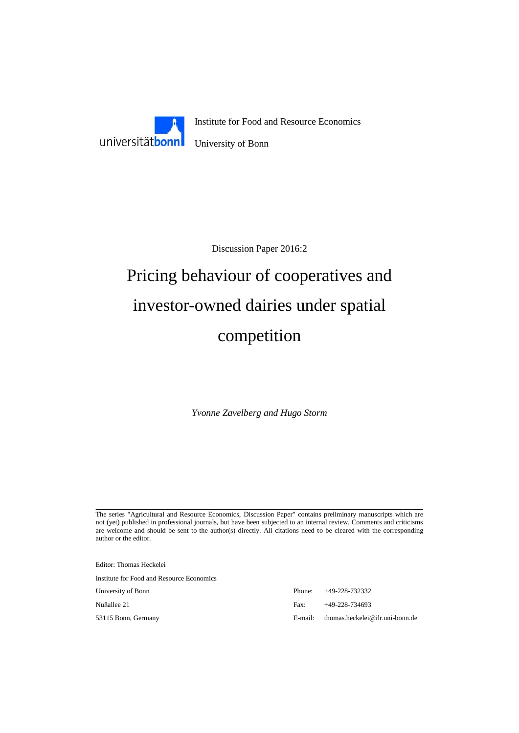Institute for Food and Resource Economics

University of Bonn

Discussion Paper 2016:2

# Pricing behaviour of cooperatives and investor-owned dairies under spatial competition

*Yvonne Zavelberg and Hugo Storm*

---

The series "Agricultural and Resource Economics, Discussion Paper" contains preliminary manuscripts which are not (yet) published in professional journals, but have been subjected to an internal review. Comments and criticisms are welcome and should be sent to the author(s) directly. All citations need to be cleared with the corresponding author or the editor.

Editor: Thomas Heckelei

Institute for Food and Resource Economics

University of Bonn

Nußallee 21

53115 Bonn, Germany

Phone: +49-228-732332

Fax: +49-228-734693

E-mail: thomas.heckelei@ilr.uni-bonn.de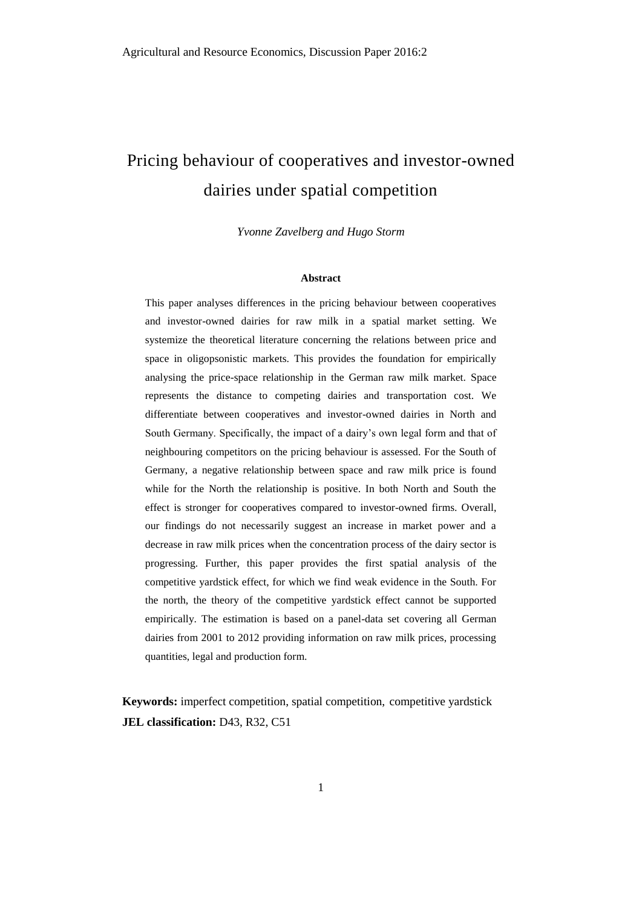# Pricing behaviour of cooperatives and investor-owned dairies under spatial competition

*Yvonne Zavelberg and Hugo Storm*

**Abstract**

This paper analyses differences in the pricing behaviour between cooperatives and investor-owned dairies for raw milk in a spatial market setting. We systemize the theoretical literature concerning the relations between price and space in oligopsonistic markets. This provides the foundation for empirically analysing the price-space relationship in the German raw milk market. Space represents the distance to competing dairies and transportation cost. We differentiate between cooperatives and investor-owned dairies in North and South Germany. Specifically, the impact of a dairy's own legal form and that of neighbouring competitors on the pricing behaviour is assessed. For the South of Germany, a negative relationship between space and raw milk price is found while for the North the relationship is positive. In both North and South the effect is stronger for cooperatives compared to investor-owned firms. Overall, our findings do not necessarily suggest an increase in market power and a decrease in raw milk prices when the concentration process of the dairy sector is progressing. Further, this paper provides the first spatial analysis of the competitive yardstick effect, for which we find weak evidence in the South. For the north, the theory of the competitive yardstick effect cannot be supported empirically. The estimation is based on a panel-data set covering all German dairies from 2001 to 2012 providing information on raw milk prices, processing quantities, legal and production form.

**Keywords:** imperfect competition, spatial competition, competitive yardstick

**JEL classification:** D43, R32, C51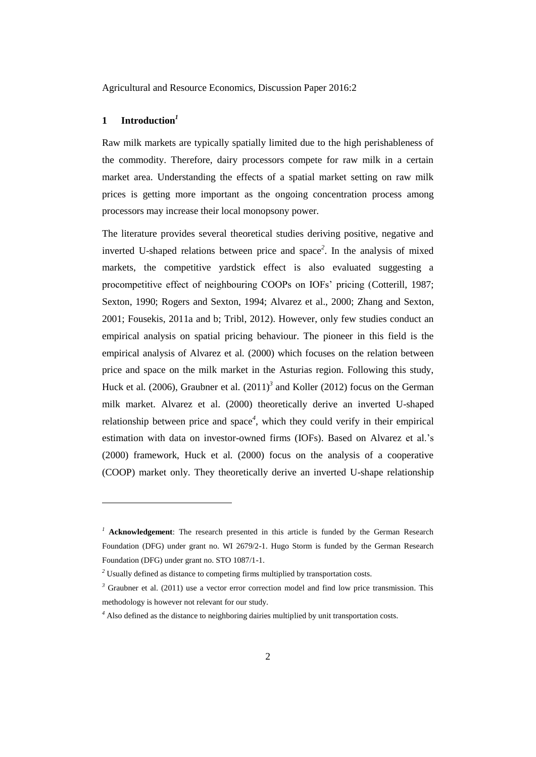## 1 Introduction[1]

Raw milk markets are typically spatially limited due to the high perishableness of the commodity. Therefore, dairy processors compete for raw milk in a certain market area. Understanding the effects of a spatial market setting on raw milk prices is getting more important as the ongoing concentration process among processors may increase their local monopsony power.

The literature provides several theoretical studies deriving positive, negative and inverted U-shaped relations between price and space[2]. In the analysis of mixed markets, the competitive yardstick effect is also evaluated suggesting a procompetitive effect of neighbouring COOPs on IOFs' pricing (Cotterill, 1987; Sexton, 1990; Rogers and Sexton, 1994; Alvarez et al., 2000; Zhang and Sexton, 2001; Fousekis, 2011a and b; Tribl, 2012). However, only few studies conduct an empirical analysis on spatial pricing behaviour. The pioneer in this field is the empirical analysis of Alvarez et al. (2000) which focuses on the relation between price and space on the milk market in the Asturias region. Following this study, Huck et al. (2006), Graubner et al. (2011)[3] and Koller (2012) focus on the German milk market. Alvarez et al. (2000) theoretically derive an inverted U-shaped relationship between price and space[4], which they could verify in their empirical estimation with data on investor-owned firms (IOFs). Based on Alvarez et al.'s (2000) framework, Huck et al. (2000) focus on the analysis of a cooperative (COOP) market only. They theoretically derive an inverted U-shape relationship

---

[1] **Acknowledgement**: The research presented in this article is funded by the German Research Foundation (DFG) under grant no. WI 2679/2-1. Hugo Storm is funded by the German Research Foundation (DFG) under grant no. STO 1087/1-1.

[2] Usually defined as distance to competing firms multiplied by transportation costs.

[3] Graubner et al. (2011) use a vector error correction model and find low price transmission. This methodology is however not relevant for our study.

[4] Also defined as the distance to neighboring dairies multiplied by unit transportation costs.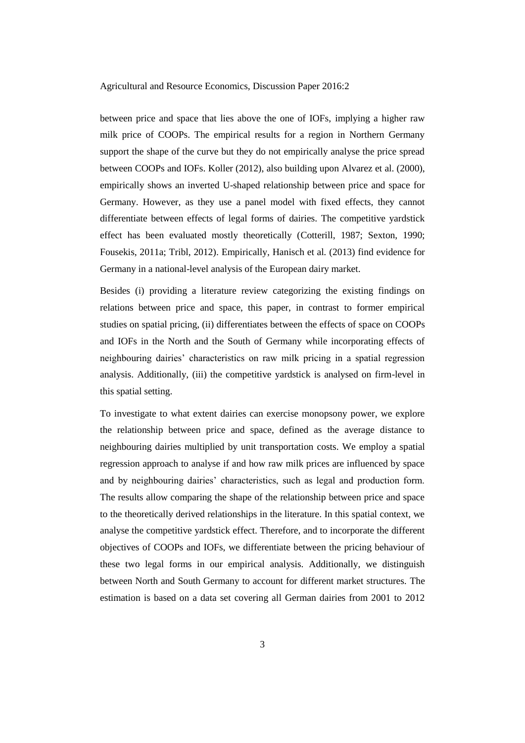between price and space that lies above the one of IOFs, implying a higher raw milk price of COOPs. The empirical results for a region in Northern Germany support the shape of the curve but they do not empirically analyse the price spread between COOPs and IOFs. Koller (2012), also building upon Alvarez et al. (2000), empirically shows an inverted U-shaped relationship between price and space for Germany. However, as they use a panel model with fixed effects, they cannot differentiate between effects of legal forms of dairies. The competitive yardstick effect has been evaluated mostly theoretically (Cotterill, 1987; Sexton, 1990; Fousekis, 2011a; Tribl, 2012). Empirically, Hanisch et al. (2013) find evidence for Germany in a national-level analysis of the European dairy market.

Besides (i) providing a literature review categorizing the existing findings on relations between price and space, this paper, in contrast to former empirical studies on spatial pricing, (ii) differentiates between the effects of space on COOPs and IOFs in the North and the South of Germany while incorporating effects of neighbouring dairies' characteristics on raw milk pricing in a spatial regression analysis. Additionally, (iii) the competitive yardstick is analysed on firm-level in this spatial setting.

To investigate to what extent dairies can exercise monopsony power, we explore the relationship between price and space, defined as the average distance to neighbouring dairies multiplied by unit transportation costs. We employ a spatial regression approach to analyse if and how raw milk prices are influenced by space and by neighbouring dairies' characteristics, such as legal and production form. The results allow comparing the shape of the relationship between price and space to the theoretically derived relationships in the literature. In this spatial context, we analyse the competitive yardstick effect. Therefore, and to incorporate the different objectives of COOPs and IOFs, we differentiate between the pricing behaviour of these two legal forms in our empirical analysis. Additionally, we distinguish between North and South Germany to account for different market structures. The estimation is based on a data set covering all German dairies from 2001 to 2012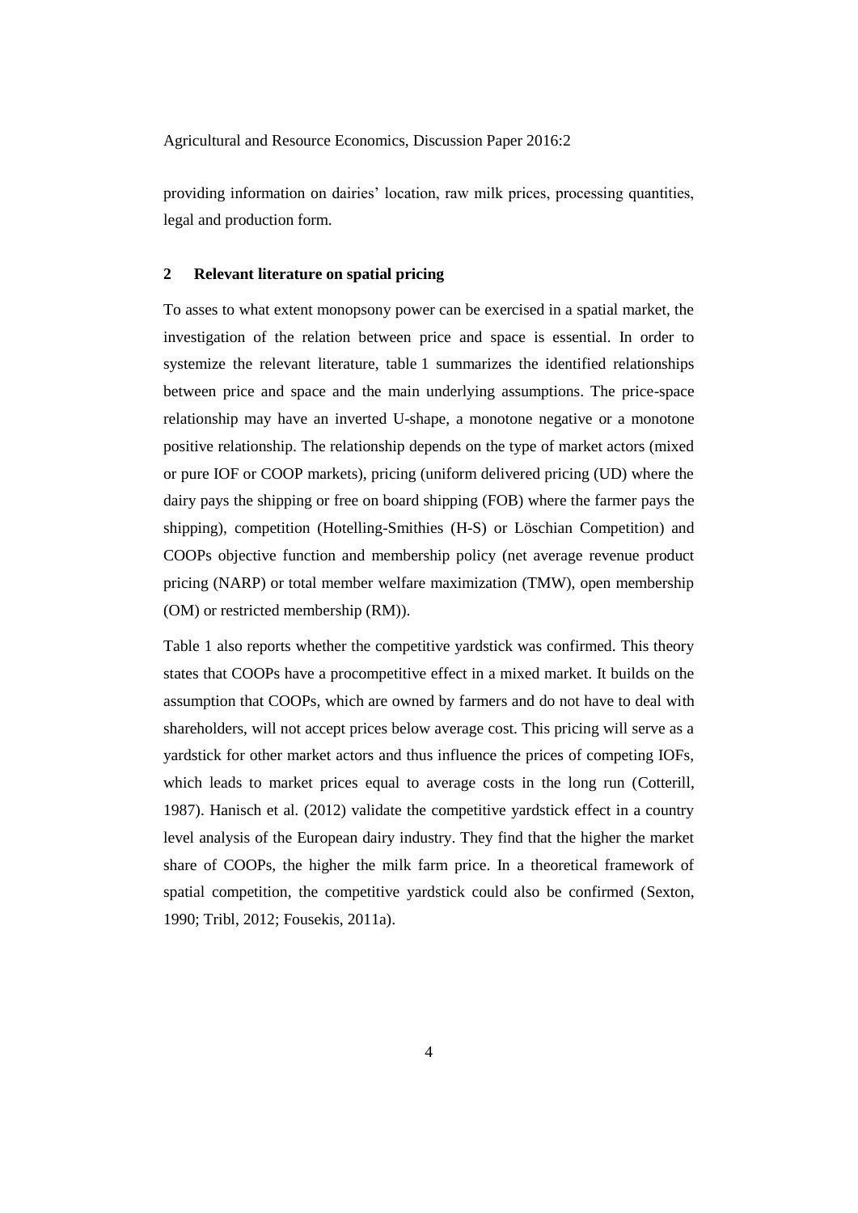providing information on dairies' location, raw milk prices, processing quantities, legal and production form.

## 2 Relevant literature on spatial pricing

To asses to what extent monopsony power can be exercised in a spatial market, the investigation of the relation between price and space is essential. In order to systemize the relevant literature, table 1 summarizes the identified relationships between price and space and the main underlying assumptions. The price-space relationship may have an inverted U-shape, a monotone negative or a monotone positive relationship. The relationship depends on the type of market actors (mixed or pure IOF or COOP markets), pricing (uniform delivered pricing (UD) where the dairy pays the shipping or free on board shipping (FOB) where the farmer pays the shipping), competition (Hotelling-Smithies (H-S) or Löschian Competition) and COOPs objective function and membership policy (net average revenue product pricing (NARP) or total member welfare maximization (TMW), open membership (OM) or restricted membership (RM)).

Table 1 also reports whether the competitive yardstick was confirmed. This theory states that COOPs have a procompetitive effect in a mixed market. It builds on the assumption that COOPs, which are owned by farmers and do not have to deal with shareholders, will not accept prices below average cost. This pricing will serve as a yardstick for other market actors and thus influence the prices of competing IOFs, which leads to market prices equal to average costs in the long run (Cotterill, 1987). Hanisch et al. (2012) validate the competitive yardstick effect in a country level analysis of the European dairy industry. They find that the higher the market share of COOPs, the higher the milk farm price. In a theoretical framework of spatial competition, the competitive yardstick could also be confirmed (Sexton, 1990; Tribl, 2012; Fousekis, 2011a).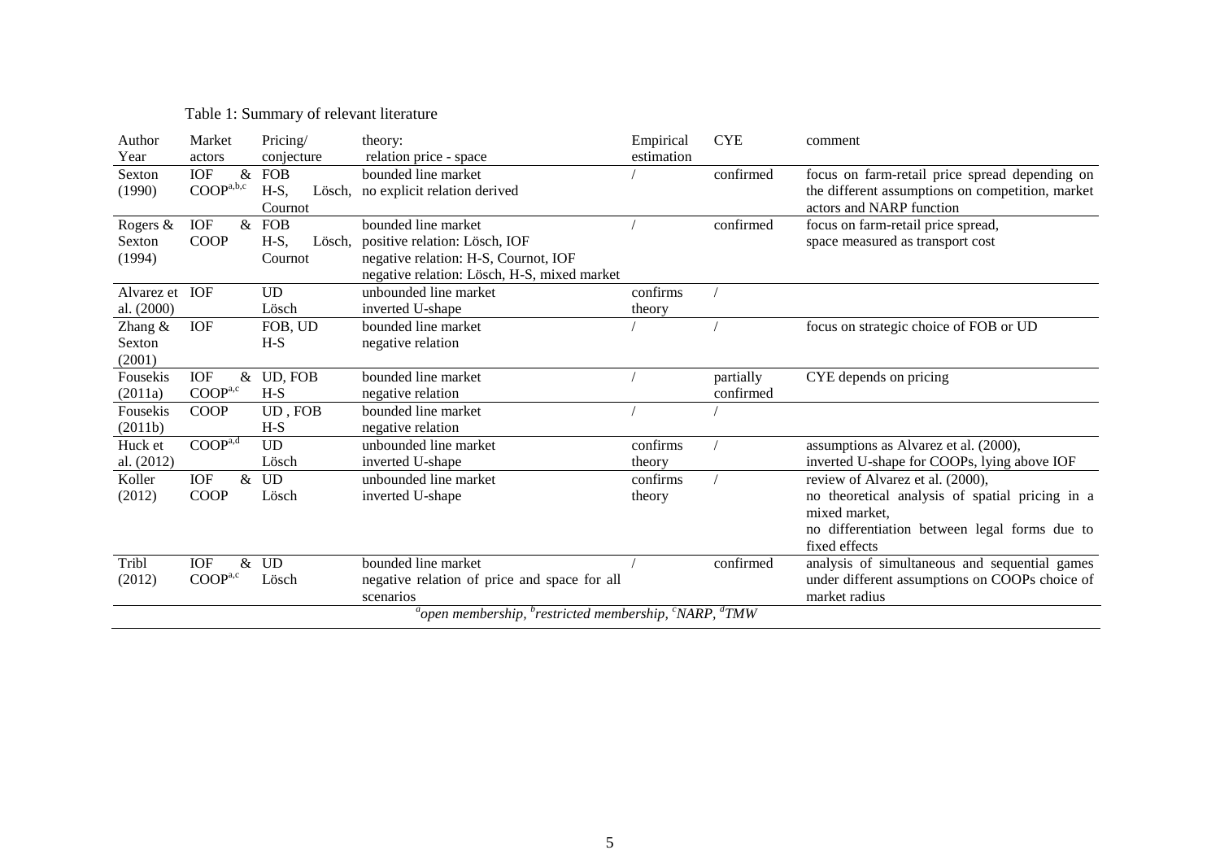Table 1: Summary of relevant literature

| Author Year | Market actors | Pricing/ conjecture | theory: relation price - space | Empirical estimation | CYE | comment |
|---|---|---|---|---|---|---|
| Sexton (1990) | IOF & COOP[a,b,c] | FOB H-S, Lösch, Cournot | bounded line market no explicit relation derived | / | confirmed | focus on farm-retail price spread depending on the different assumptions on competition, market actors and NARP function |
| Rogers & Sexton (1994) | IOF & COOP | FOB H-S, Lösch, Cournot | bounded line market positive relation: Lösch, IOF negative relation: H-S, Cournot, IOF negative relation: Lösch, H-S, mixed market | / | confirmed | focus on farm-retail price spread, space measured as transport cost |
| Alvarez et al. (2000) | IOF | UD Lösch | unbounded line market inverted U-shape | confirms theory | / | |
| Zhang & Sexton (2001) | IOF | FOB, UD H-S | bounded line market negative relation | / | / | focus on strategic choice of FOB or UD |
| Fousekis (2011a) | IOF & COOP[a,c] | UD, FOB H-S | bounded line market negative relation | / | partially confirmed | CYE depends on pricing |
| Fousekis (2011b) | COOP | UD , FOB H-S | bounded line market negative relation | / | / | |
| Huck et al. (2012) | COOP[a,d] | UD Lösch | unbounded line market inverted U-shape | confirms theory | / | assumptions as Alvarez et al. (2000), inverted U-shape for COOPs, lying above IOF |
| Koller (2012) | IOF & COOP | UD Lösch | unbounded line market inverted U-shape | confirms theory | / | review of Alvarez et al. (2000), no theoretical analysis of spatial pricing in a mixed market, no differentiation between legal forms due to fixed effects |
| Tribl (2012) | IOF & COOP[a,c] | UD Lösch | bounded line market negative relation of price and space for all scenarios | / | confirmed | analysis of simultaneous and sequential games under different assumptions on COOPs choice of market radius |

[a]*open membership,* [b]*restricted membership,* [c]*NARP,* [d]*TMW*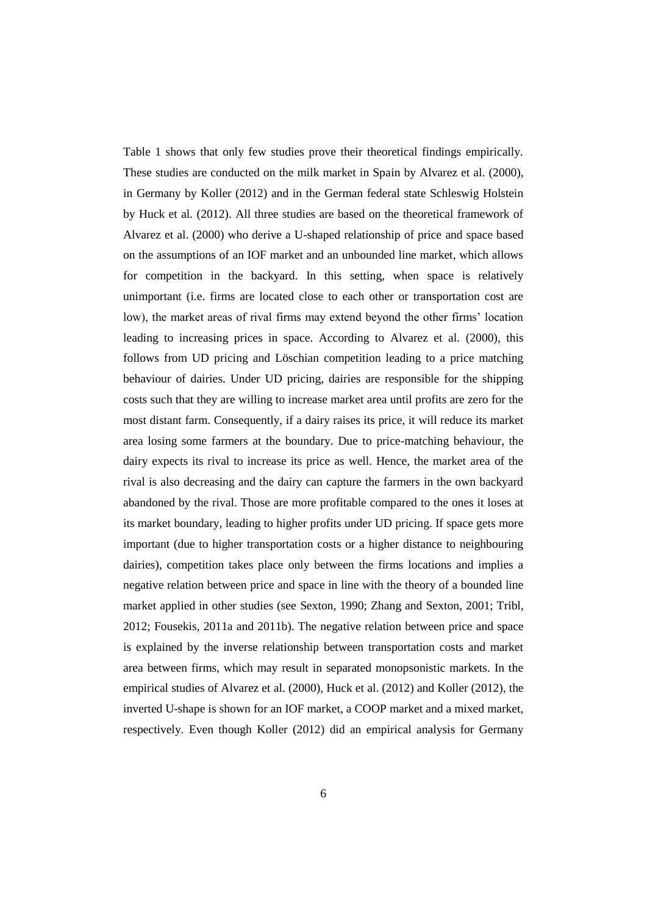Table 1 shows that only few studies prove their theoretical findings empirically. These studies are conducted on the milk market in Spain by Alvarez et al. (2000), in Germany by Koller (2012) and in the German federal state Schleswig Holstein by Huck et al. (2012). All three studies are based on the theoretical framework of Alvarez et al. (2000) who derive a U-shaped relationship of price and space based on the assumptions of an IOF market and an unbounded line market, which allows for competition in the backyard. In this setting, when space is relatively unimportant (i.e. firms are located close to each other or transportation cost are low), the market areas of rival firms may extend beyond the other firms' location leading to increasing prices in space. According to Alvarez et al. (2000), this follows from UD pricing and Löschian competition leading to a price matching behaviour of dairies. Under UD pricing, dairies are responsible for the shipping costs such that they are willing to increase market area until profits are zero for the most distant farm. Consequently, if a dairy raises its price, it will reduce its market area losing some farmers at the boundary. Due to price-matching behaviour, the dairy expects its rival to increase its price as well. Hence, the market area of the rival is also decreasing and the dairy can capture the farmers in the own backyard abandoned by the rival. Those are more profitable compared to the ones it loses at its market boundary, leading to higher profits under UD pricing. If space gets more important (due to higher transportation costs or a higher distance to neighbouring dairies), competition takes place only between the firms locations and implies a negative relation between price and space in line with the theory of a bounded line market applied in other studies (see Sexton, 1990; Zhang and Sexton, 2001; Tribl, 2012; Fousekis, 2011a and 2011b). The negative relation between price and space is explained by the inverse relationship between transportation costs and market area between firms, which may result in separated monopsonistic markets. In the empirical studies of Alvarez et al. (2000), Huck et al. (2012) and Koller (2012), the inverted U-shape is shown for an IOF market, a COOP market and a mixed market, respectively. Even though Koller (2012) did an empirical analysis for Germany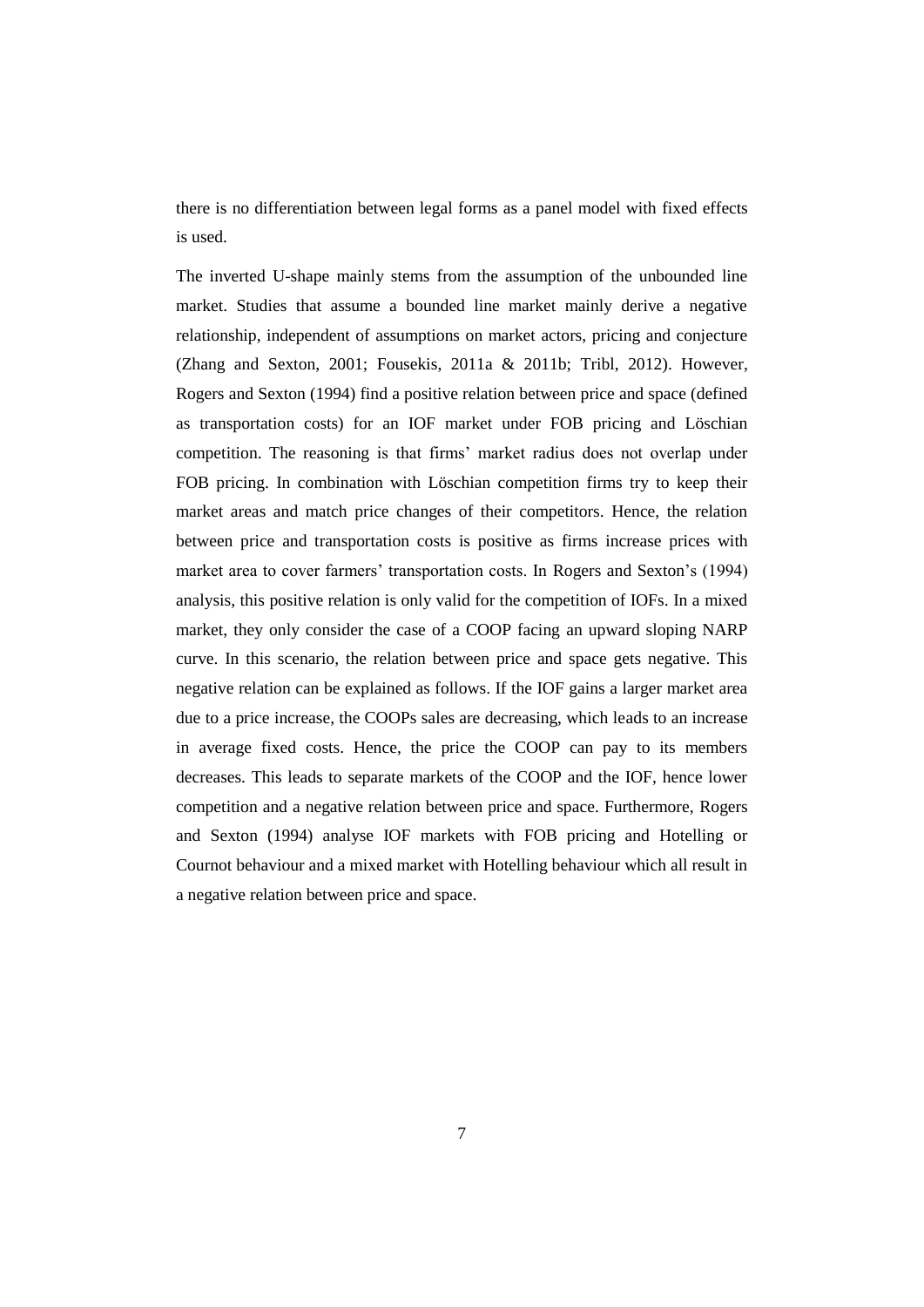there is no differentiation between legal forms as a panel model with fixed effects is used.

The inverted U-shape mainly stems from the assumption of the unbounded line market. Studies that assume a bounded line market mainly derive a negative relationship, independent of assumptions on market actors, pricing and conjecture (Zhang and Sexton, 2001; Fousekis, 2011a & 2011b; Tribl, 2012). However, Rogers and Sexton (1994) find a positive relation between price and space (defined as transportation costs) for an IOF market under FOB pricing and Löschian competition. The reasoning is that firms' market radius does not overlap under FOB pricing. In combination with Löschian competition firms try to keep their market areas and match price changes of their competitors. Hence, the relation between price and transportation costs is positive as firms increase prices with market area to cover farmers' transportation costs. In Rogers and Sexton's (1994) analysis, this positive relation is only valid for the competition of IOFs. In a mixed market, they only consider the case of a COOP facing an upward sloping NARP curve. In this scenario, the relation between price and space gets negative. This negative relation can be explained as follows. If the IOF gains a larger market area due to a price increase, the COOPs sales are decreasing, which leads to an increase in average fixed costs. Hence, the price the COOP can pay to its members decreases. This leads to separate markets of the COOP and the IOF, hence lower competition and a negative relation between price and space. Furthermore, Rogers and Sexton (1994) analyse IOF markets with FOB pricing and Hotelling or Cournot behaviour and a mixed market with Hotelling behaviour which all result in a negative relation between price and space.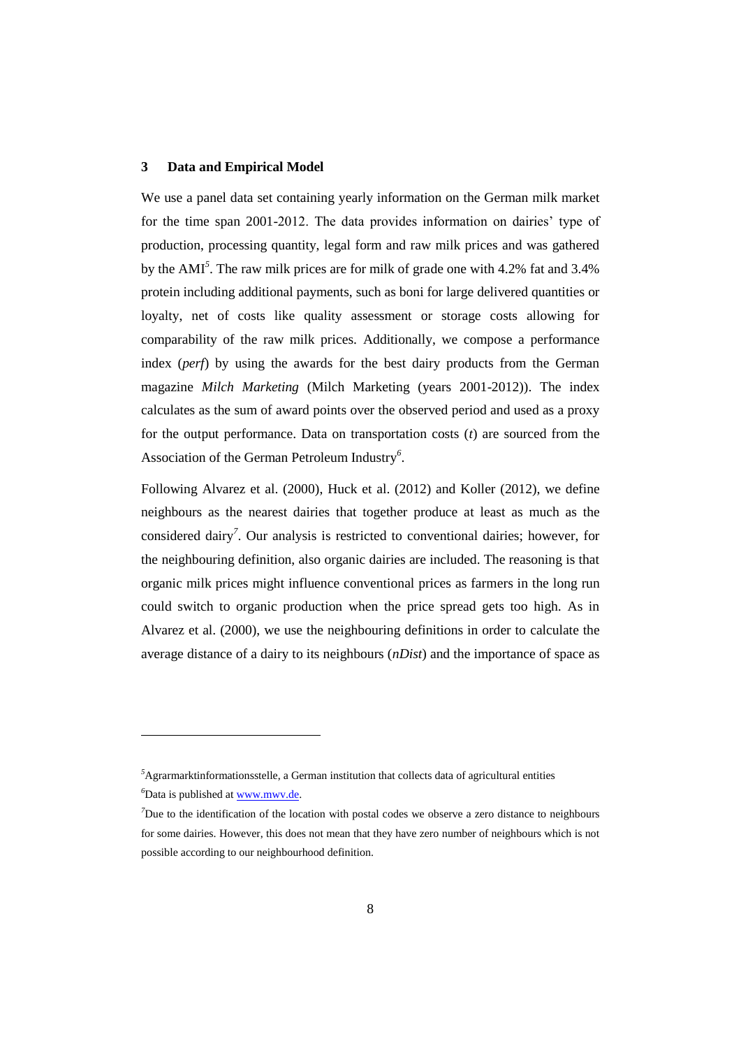## 3 Data and Empirical Model

We use a panel data set containing yearly information on the German milk market for the time span 2001-2012. The data provides information on dairies' type of production, processing quantity, legal form and raw milk prices and was gathered by the AMI[5]. The raw milk prices are for milk of grade one with 4.2% fat and 3.4% protein including additional payments, such as boni for large delivered quantities or loyalty, net of costs like quality assessment or storage costs allowing for comparability of the raw milk prices. Additionally, we compose a performance index (*perf*) by using the awards for the best dairy products from the German magazine *Milch Marketing* (Milch Marketing (years 2001-2012)). The index calculates as the sum of award points over the observed period and used as a proxy for the output performance. Data on transportation costs ($t$) are sourced from the Association of the German Petroleum Industry[6].

Following Alvarez et al. (2000), Huck et al. (2012) and Koller (2012), we define neighbours as the nearest dairies that together produce at least as much as the considered dairy[7]. Our analysis is restricted to conventional dairies; however, for the neighbouring definition, also organic dairies are included. The reasoning is that organic milk prices might influence conventional prices as farmers in the long run could switch to organic production when the price spread gets too high. As in Alvarez et al. (2000), we use the neighbouring definitions in order to calculate the average distance of a dairy to its neighbours (*nDist*) and the importance of space as

---

[5] Agrarmarktinformationsstelle, a German institution that collects data of agricultural entities

[6] Data is published at www.mwv.de.

[7] Due to the identification of the location with postal codes we observe a zero distance to neighbours for some dairies. However, this does not mean that they have zero number of neighbours which is not possible according to our neighbourhood definition.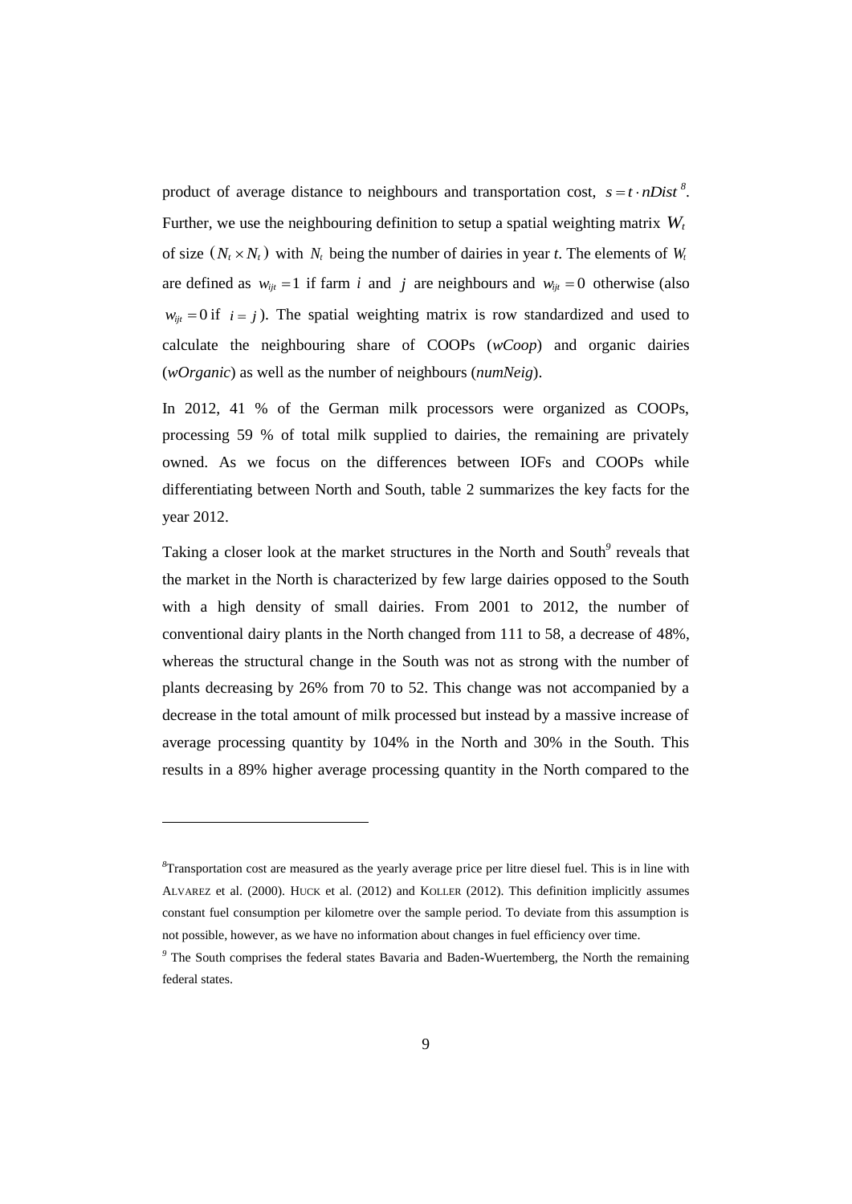product of average distance to neighbours and transportation cost, $s = t \cdot nDist$[8]. Further, we use the neighbouring definition to setup a spatial weighting matrix $W_t$ of size $(N_t \times N_t)$ with $N_t$ being the number of dairies in year *t*. The elements of $W_t$ are defined as $w_{ijt} = 1$ if farm $i$ and $j$ are neighbours and $w_{ijt} = 0$ otherwise (also $w_{ijt} = 0$ if $i = j$). The spatial weighting matrix is row standardized and used to calculate the neighbouring share of COOPs (*wCoop*) and organic dairies (*wOrganic*) as well as the number of neighbours (*numNeig*).

In 2012, 41 % of the German milk processors were organized as COOPs, processing 59 % of total milk supplied to dairies, the remaining are privately owned. As we focus on the differences between IOFs and COOPs while differentiating between North and South, table 2 summarizes the key facts for the year 2012.

Taking a closer look at the market structures in the North and South[9] reveals that the market in the North is characterized by few large dairies opposed to the South with a high density of small dairies. From 2001 to 2012, the number of conventional dairy plants in the North changed from 111 to 58, a decrease of 48%, whereas the structural change in the South was not as strong with the number of plants decreasing by 26% from 70 to 52. This change was not accompanied by a decrease in the total amount of milk processed but instead by a massive increase of average processing quantity by 104% in the North and 30% in the South. This results in a 89% higher average processing quantity in the North compared to the

---

[8] Transportation cost are measured as the yearly average price per litre diesel fuel. This is in line with ALVAREZ et al. (2000). HUCK et al. (2012) and KOLLER (2012). This definition implicitly assumes constant fuel consumption per kilometre over the sample period. To deviate from this assumption is not possible, however, as we have no information about changes in fuel efficiency over time.

[9] The South comprises the federal states Bavaria and Baden-Wuertemberg, the North the remaining federal states.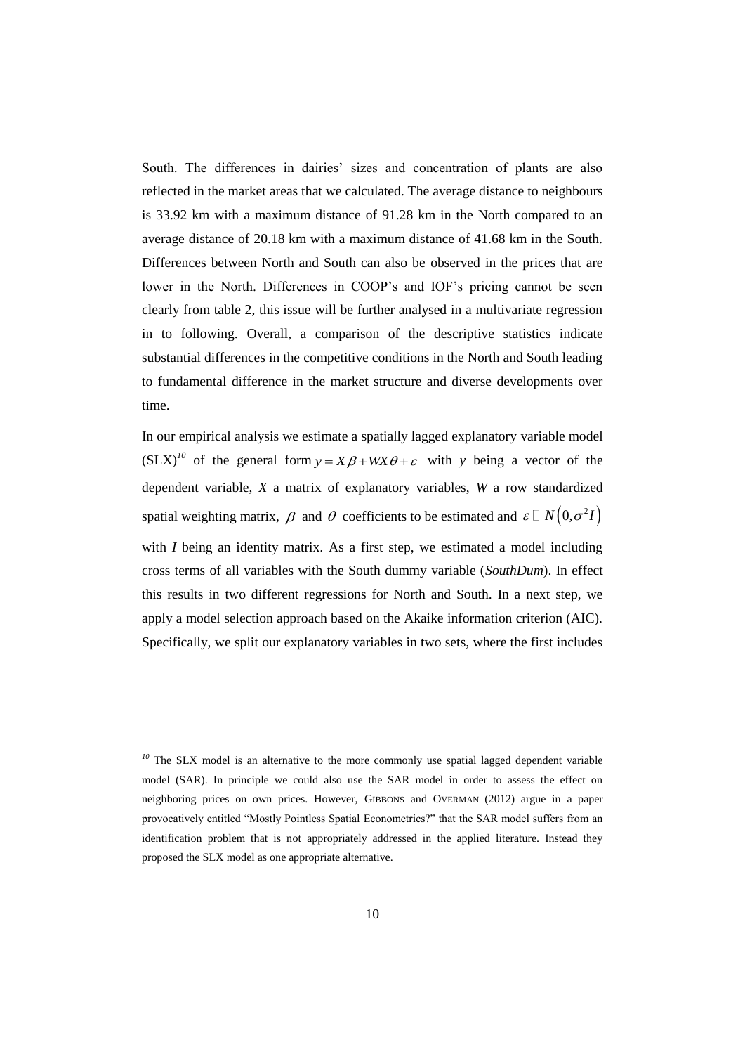South. The differences in dairies' sizes and concentration of plants are also reflected in the market areas that we calculated. The average distance to neighbours is 33.92 km with a maximum distance of 91.28 km in the North compared to an average distance of 20.18 km with a maximum distance of 41.68 km in the South. Differences between North and South can also be observed in the prices that are lower in the North. Differences in COOP's and IOF's pricing cannot be seen clearly from table 2, this issue will be further analysed in a multivariate regression in to following. Overall, a comparison of the descriptive statistics indicate substantial differences in the competitive conditions in the North and South leading to fundamental difference in the market structure and diverse developments over time.

In our empirical analysis we estimate a spatially lagged explanatory variable model (SLX)[10] of the general form $y = X\beta + WX\theta + \varepsilon$ with $y$ being a vector of the dependent variable, $X$ a matrix of explanatory variables, $W$ a row standardized spatial weighting matrix, $\beta$ and $\theta$ coefficients to be estimated and $\varepsilon \sim N\left(0, \sigma^2 I\right)$ with $I$ being an identity matrix. As a first step, we estimated a model including cross terms of all variables with the South dummy variable (*SouthDum*). In effect this results in two different regressions for North and South. In a next step, we apply a model selection approach based on the Akaike information criterion (AIC). Specifically, we split our explanatory variables in two sets, where the first includes

---

[10] The SLX model is an alternative to the more commonly use spatial lagged dependent variable model (SAR). In principle we could also use the SAR model in order to assess the effect on neighboring prices on own prices. However, GIBBONS and OVERMAN (2012) argue in a paper provocatively entitled "Mostly Pointless Spatial Econometrics?" that the SAR model suffers from an identification problem that is not appropriately addressed in the applied literature. Instead they proposed the SLX model as one appropriate alternative.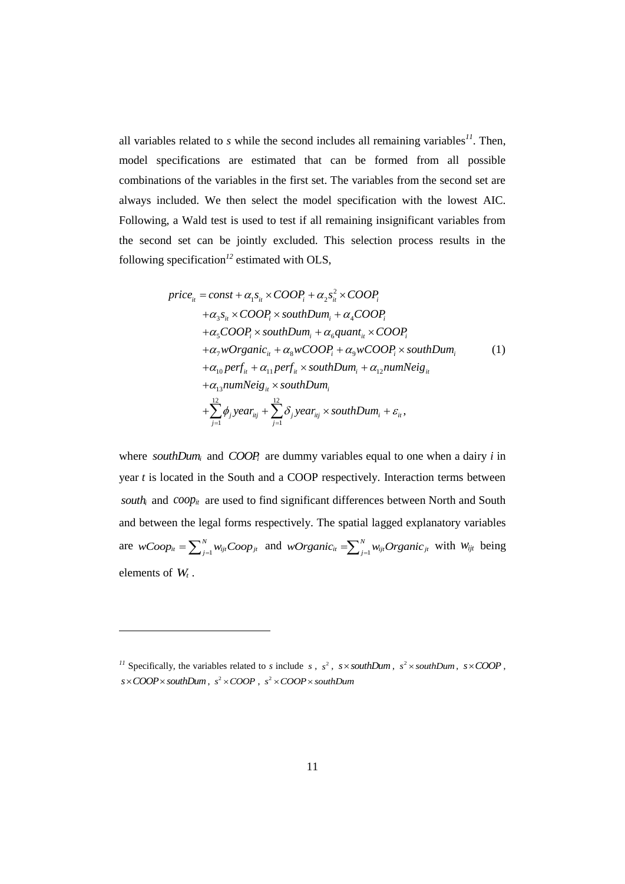all variables related to *s* while the second includes all remaining variables[11]. Then, model specifications are estimated that can be formed from all possible combinations of the variables in the first set. The variables from the second set are always included. We then select the model specification with the lowest AIC. Following, a Wald test is used to test if all remaining insignificant variables from the second set can be jointly excluded. This selection process results in the following specification[12] estimated with OLS,

$$
\begin{aligned}
price_{it} = {} & const + \alpha_1 s_{it} \times COOP_i + \alpha_2 s_{it}^2 \times COOP_i \\
& + \alpha_3 s_{it} \times COOP_i \times southDum_i + \alpha_4 COOP_i \\
& + \alpha_5 COOP_i \times southDum_i + \alpha_6 quant_{it} \times COOP_i \\
& + \alpha_7 wOrganic_{it} + \alpha_8 wCOOP_i + \alpha_9 wCOOP_i \times southDum_i \\
& + \alpha_{10} perf_{it} + \alpha_{11} perf_{it} \times southDum_i + \alpha_{12} numNeig_{it} \\
& + \alpha_{13} numNeig_{it} \times southDum_i \\
& + \sum_{j=1}^{12} \phi_j year_{itj} + \sum_{j=1}^{12} \delta_j year_{itj} \times southDum_i + \varepsilon_{it},
\end{aligned}
\tag{1}
$$

where $southDum_i$ and $COOP_i$ are dummy variables equal to one when a dairy *i* in year *t* is located in the South and a COOP respectively. Interaction terms between $south_i$ and $coop_{it}$ are used to find significant differences between North and South and between the legal forms respectively. The spatial lagged explanatory variables are $wCoop_{it} = \sum_{j=1}^{N} w_{ijt} Coop_{jt}$ and $wOrganic_{it} = \sum_{j=1}^{N} w_{ijt} Organic_{jt}$ with $w_{ijt}$ being elements of $W_t$.

---

[11] Specifically, the variables related to *s* include $s$, $s^2$, $s \times southDum$, $s^2 \times southDum$, $s \times COOP$, $s \times COOP \times southDum$, $s^2 \times COOP$, $s^2 \times COOP \times southDum$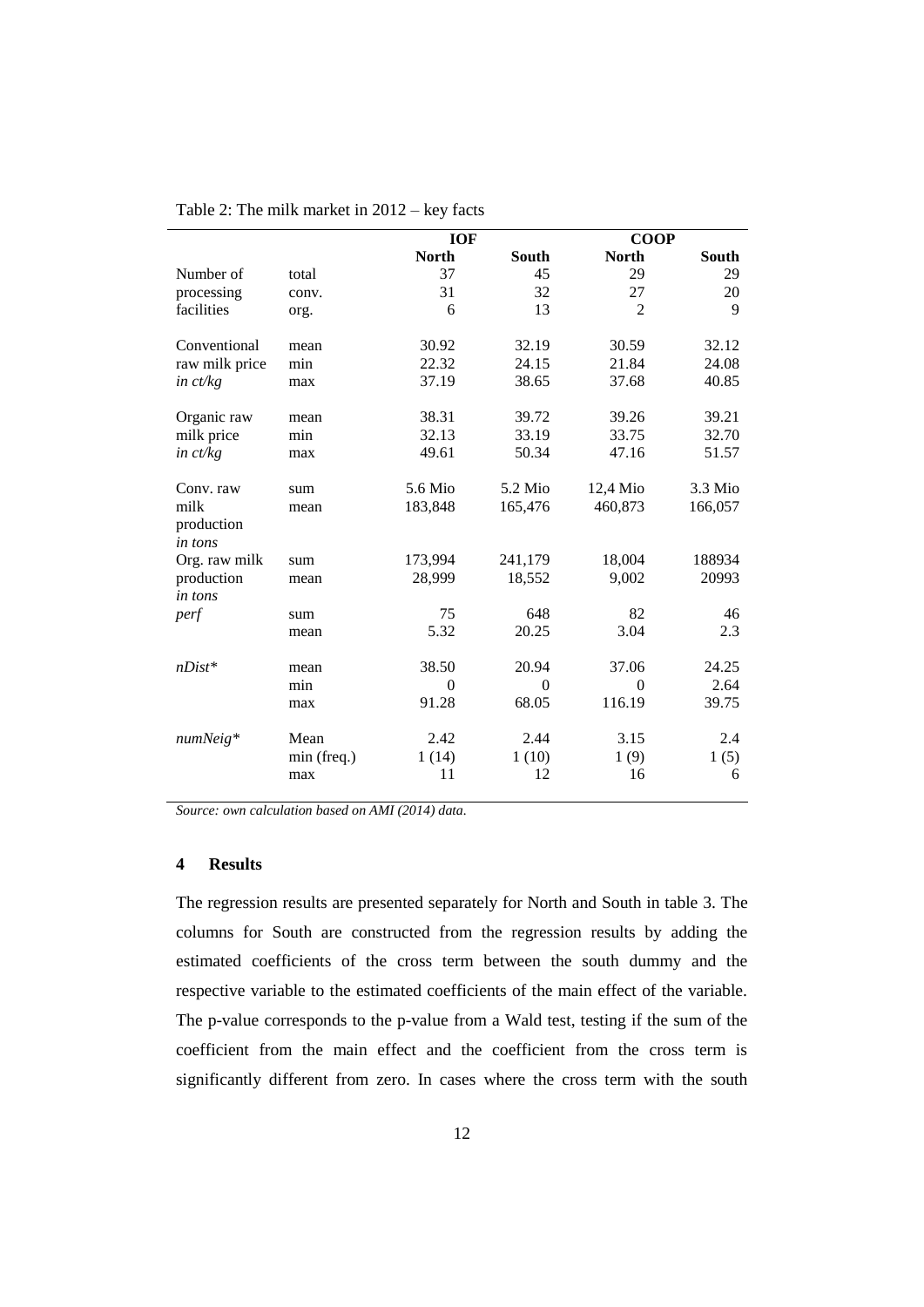Table 2: The milk market in 2012 – key facts

| | | IOF | | COOP | |
|---|---|---|---|---|---|
| | | **North** | **South** | **North** | **South** |
| Number of processing facilities | total | 37 | 45 | 29 | 29 |
| | conv. | 31 | 32 | 27 | 20 |
| | org. | 6 | 13 | 2 | 9 |
| Conventional raw milk price *in ct/kg* | mean | 30.92 | 32.19 | 30.59 | 32.12 |
| | min | 22.32 | 24.15 | 21.84 | 24.08 |
| | max | 37.19 | 38.65 | 37.68 | 40.85 |
| Organic raw milk price *in ct/kg* | mean | 38.31 | 39.72 | 39.26 | 39.21 |
| | min | 32.13 | 33.19 | 33.75 | 32.70 |
| | max | 49.61 | 50.34 | 47.16 | 51.57 |
| Conv. raw milk production *in tons* | sum | 5.6 Mio | 5.2 Mio | 12,4 Mio | 3.3 Mio |
| | mean | 183,848 | 165,476 | 460,873 | 166,057 |
| Org. raw milk production *in tons* | sum | 173,994 | 241,179 | 18,004 | 188934 |
| | mean | 28,999 | 18,552 | 9,002 | 20993 |
| *perf* | sum | 75 | 648 | 82 | 46 |
| | mean | 5.32 | 20.25 | 3.04 | 2.3 |
| *nDist\** | mean | 38.50 | 20.94 | 37.06 | 24.25 |
| | min | 0 | 0 | 0 | 2.64 |
| | max | 91.28 | 68.05 | 116.19 | 39.75 |
| *numNeig\** | Mean | 2.42 | 2.44 | 3.15 | 2.4 |
| | min (freq.) | 1 (14) | 1 (10) | 1 (9) | 1 (5) |
| | max | 11 | 12 | 16 | 6 |

*Source: own calculation based on AMI (2014) data.*

## 4 Results

The regression results are presented separately for North and South in table 3. The columns for South are constructed from the regression results by adding the estimated coefficients of the cross term between the south dummy and the respective variable to the estimated coefficients of the main effect of the variable. The p-value corresponds to the p-value from a Wald test, testing if the sum of the coefficient from the main effect and the coefficient from the cross term is significantly different from zero. In cases where the cross term with the south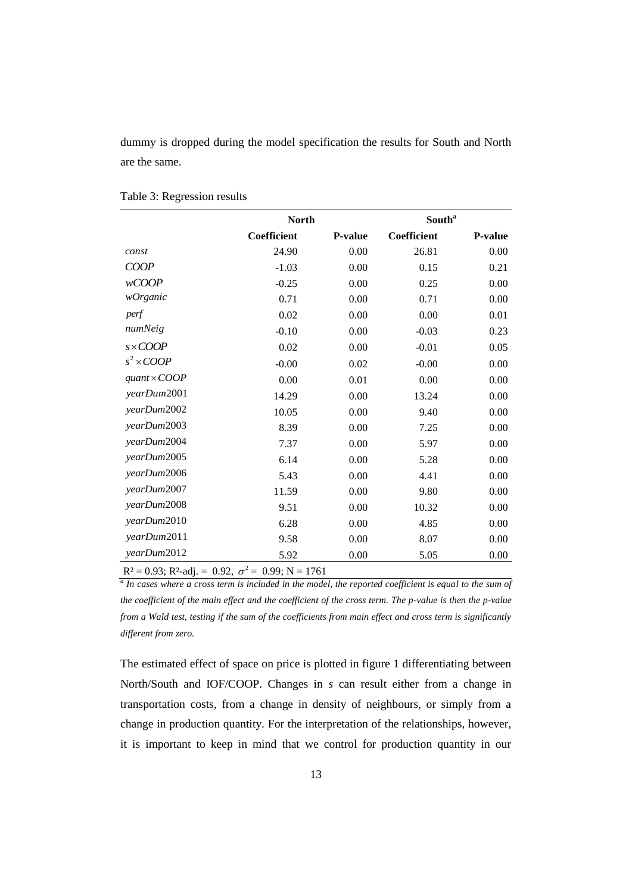dummy is dropped during the model specification the results for South and North are the same.

Table 3: Regression results

| | North | | South[a] | |
|---|---|---|---|---|
| | **Coefficient** | **P-value** | **Coefficient** | **P-value** |
| *const* | 24.90 | 0.00 | 26.81 | 0.00 |
| *COOP* | -1.03 | 0.00 | 0.15 | 0.21 |
| *wCOOP* | -0.25 | 0.00 | 0.25 | 0.00 |
| *wOrganic* | 0.71 | 0.00 | 0.71 | 0.00 |
| *perf* | 0.02 | 0.00 | 0.00 | 0.01 |
| *numNeig* | -0.10 | 0.00 | -0.03 | 0.23 |
| $s \times COOP$ | 0.02 | 0.00 | -0.01 | 0.05 |
| $s^2 \times COOP$ | -0.00 | 0.02 | -0.00 | 0.00 |
| $quant \times COOP$ | 0.00 | 0.01 | 0.00 | 0.00 |
| *yearDum*2001 | 14.29 | 0.00 | 13.24 | 0.00 |
| *yearDum*2002 | 10.05 | 0.00 | 9.40 | 0.00 |
| *yearDum*2003 | 8.39 | 0.00 | 7.25 | 0.00 |
| *yearDum*2004 | 7.37 | 0.00 | 5.97 | 0.00 |
| *yearDum*2005 | 6.14 | 0.00 | 5.28 | 0.00 |
| *yearDum*2006 | 5.43 | 0.00 | 4.41 | 0.00 |
| *yearDum*2007 | 11.59 | 0.00 | 9.80 | 0.00 |
| *yearDum*2008 | 9.51 | 0.00 | 10.32 | 0.00 |
| *yearDum*2010 | 6.28 | 0.00 | 4.85 | 0.00 |
| *yearDum*2011 | 9.58 | 0.00 | 8.07 | 0.00 |
| *yearDum*2012 | 5.92 | 0.00 | 5.05 | 0.00 |

$R^2 = 0.93$; $R^2$-adj. = 0.92, $\sigma^2 = 0.99$; N = 1761

[a] *In cases where a cross term is included in the model, the reported coefficient is equal to the sum of the coefficient of the main effect and the coefficient of the cross term. The p-value is then the p-value from a Wald test, testing if the sum of the coefficients from main effect and cross term is significantly different from zero.*

The estimated effect of space on price is plotted in figure 1 differentiating between North/South and IOF/COOP. Changes in $s$ can result either from a change in transportation costs, from a change in density of neighbours, or simply from a change in production quantity. For the interpretation of the relationships, however, it is important to keep in mind that we control for production quantity in our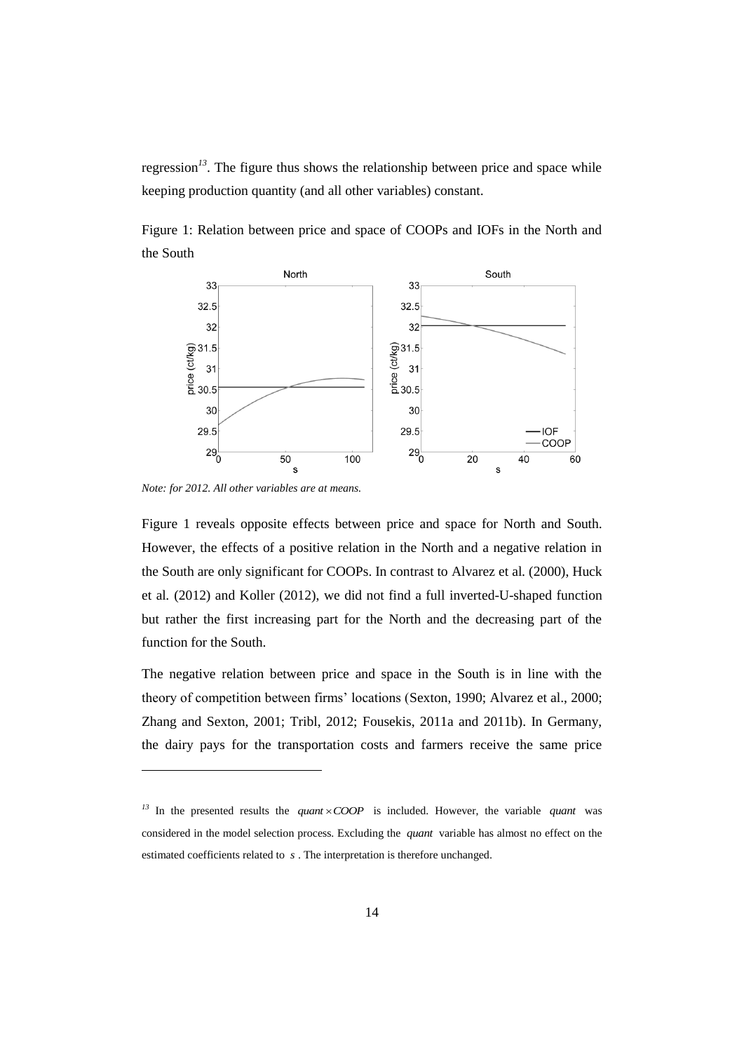regression[13]. The figure thus shows the relationship between price and space while keeping production quantity (and all other variables) constant.

Figure 1: Relation between price and space of COOPs and IOFs in the North and the South

*Note: for 2012. All other variables are at means.*

Figure 1 reveals opposite effects between price and space for North and South. However, the effects of a positive relation in the North and a negative relation in the South are only significant for COOPs. In contrast to Alvarez et al. (2000), Huck et al. (2012) and Koller (2012), we did not find a full inverted-U-shaped function but rather the first increasing part for the North and the decreasing part of the function for the South.

The negative relation between price and space in the South is in line with the theory of competition between firms' locations (Sexton, 1990; Alvarez et al., 2000; Zhang and Sexton, 2001; Tribl, 2012; Fousekis, 2011a and 2011b). In Germany, the dairy pays for the transportation costs and farmers receive the same price

---

[13] In the presented results the $quant \times COOP$ is included. However, the variable $quant$ was considered in the model selection process. Excluding the $quant$ variable has almost no effect on the estimated coefficients related to $s$. The interpretation is therefore unchanged.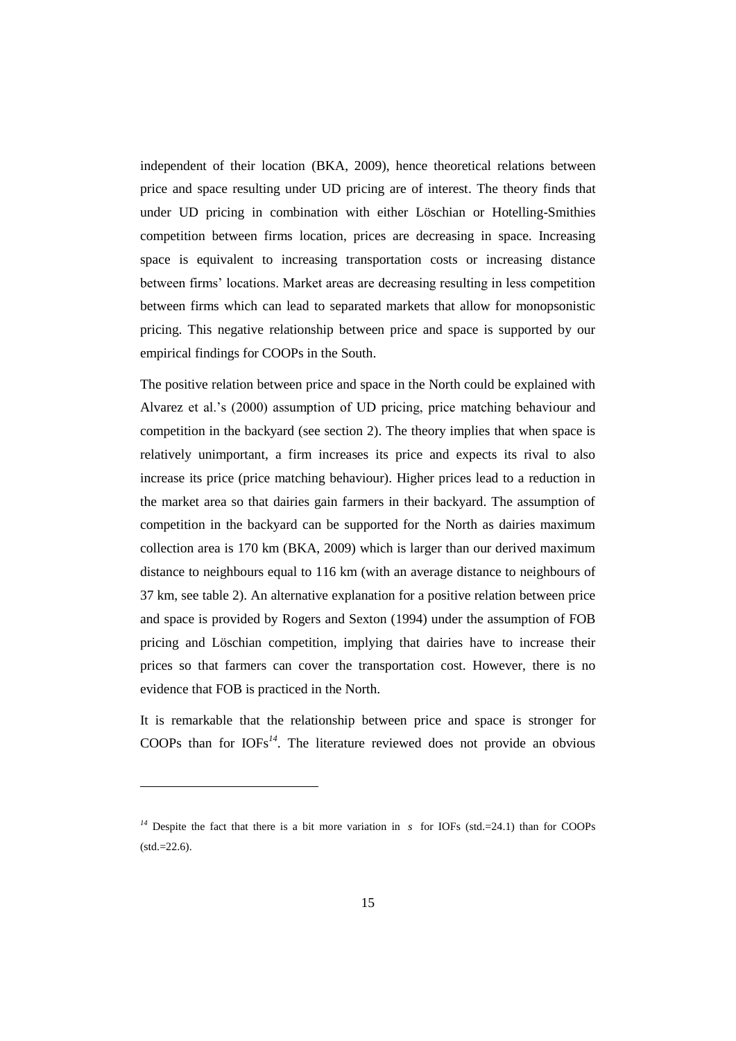independent of their location (BKA, 2009), hence theoretical relations between price and space resulting under UD pricing are of interest. The theory finds that under UD pricing in combination with either Löschian or Hotelling-Smithies competition between firms location, prices are decreasing in space. Increasing space is equivalent to increasing transportation costs or increasing distance between firms' locations. Market areas are decreasing resulting in less competition between firms which can lead to separated markets that allow for monopsonistic pricing. This negative relationship between price and space is supported by our empirical findings for COOPs in the South.

The positive relation between price and space in the North could be explained with Alvarez et al.'s (2000) assumption of UD pricing, price matching behaviour and competition in the backyard (see section 2). The theory implies that when space is relatively unimportant, a firm increases its price and expects its rival to also increase its price (price matching behaviour). Higher prices lead to a reduction in the market area so that dairies gain farmers in their backyard. The assumption of competition in the backyard can be supported for the North as dairies maximum collection area is 170 km (BKA, 2009) which is larger than our derived maximum distance to neighbours equal to 116 km (with an average distance to neighbours of 37 km, see table 2). An alternative explanation for a positive relation between price and space is provided by Rogers and Sexton (1994) under the assumption of FOB pricing and Löschian competition, implying that dairies have to increase their prices so that farmers can cover the transportation cost. However, there is no evidence that FOB is practiced in the North.

It is remarkable that the relationship between price and space is stronger for COOPs than for IOFs[14]. The literature reviewed does not provide an obvious

---

[14] Despite the fact that there is a bit more variation in $s$ for IOFs (std.=24.1) than for COOPs (std.=22.6).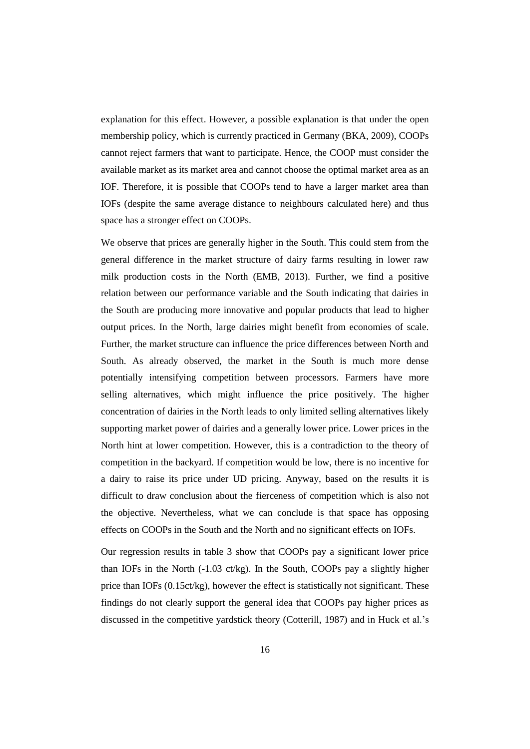explanation for this effect. However, a possible explanation is that under the open membership policy, which is currently practiced in Germany (BKA, 2009), COOPs cannot reject farmers that want to participate. Hence, the COOP must consider the available market as its market area and cannot choose the optimal market area as an IOF. Therefore, it is possible that COOPs tend to have a larger market area than IOFs (despite the same average distance to neighbours calculated here) and thus space has a stronger effect on COOPs.

We observe that prices are generally higher in the South. This could stem from the general difference in the market structure of dairy farms resulting in lower raw milk production costs in the North (EMB, 2013). Further, we find a positive relation between our performance variable and the South indicating that dairies in the South are producing more innovative and popular products that lead to higher output prices. In the North, large dairies might benefit from economies of scale. Further, the market structure can influence the price differences between North and South. As already observed, the market in the South is much more dense potentially intensifying competition between processors. Farmers have more selling alternatives, which might influence the price positively. The higher concentration of dairies in the North leads to only limited selling alternatives likely supporting market power of dairies and a generally lower price. Lower prices in the North hint at lower competition. However, this is a contradiction to the theory of competition in the backyard. If competition would be low, there is no incentive for a dairy to raise its price under UD pricing. Anyway, based on the results it is difficult to draw conclusion about the fierceness of competition which is also not the objective. Nevertheless, what we can conclude is that space has opposing effects on COOPs in the South and the North and no significant effects on IOFs.

Our regression results in table 3 show that COOPs pay a significant lower price than IOFs in the North (-1.03 ct/kg). In the South, COOPs pay a slightly higher price than IOFs (0.15ct/kg), however the effect is statistically not significant. These findings do not clearly support the general idea that COOPs pay higher prices as discussed in the competitive yardstick theory (Cotterill, 1987) and in Huck et al.'s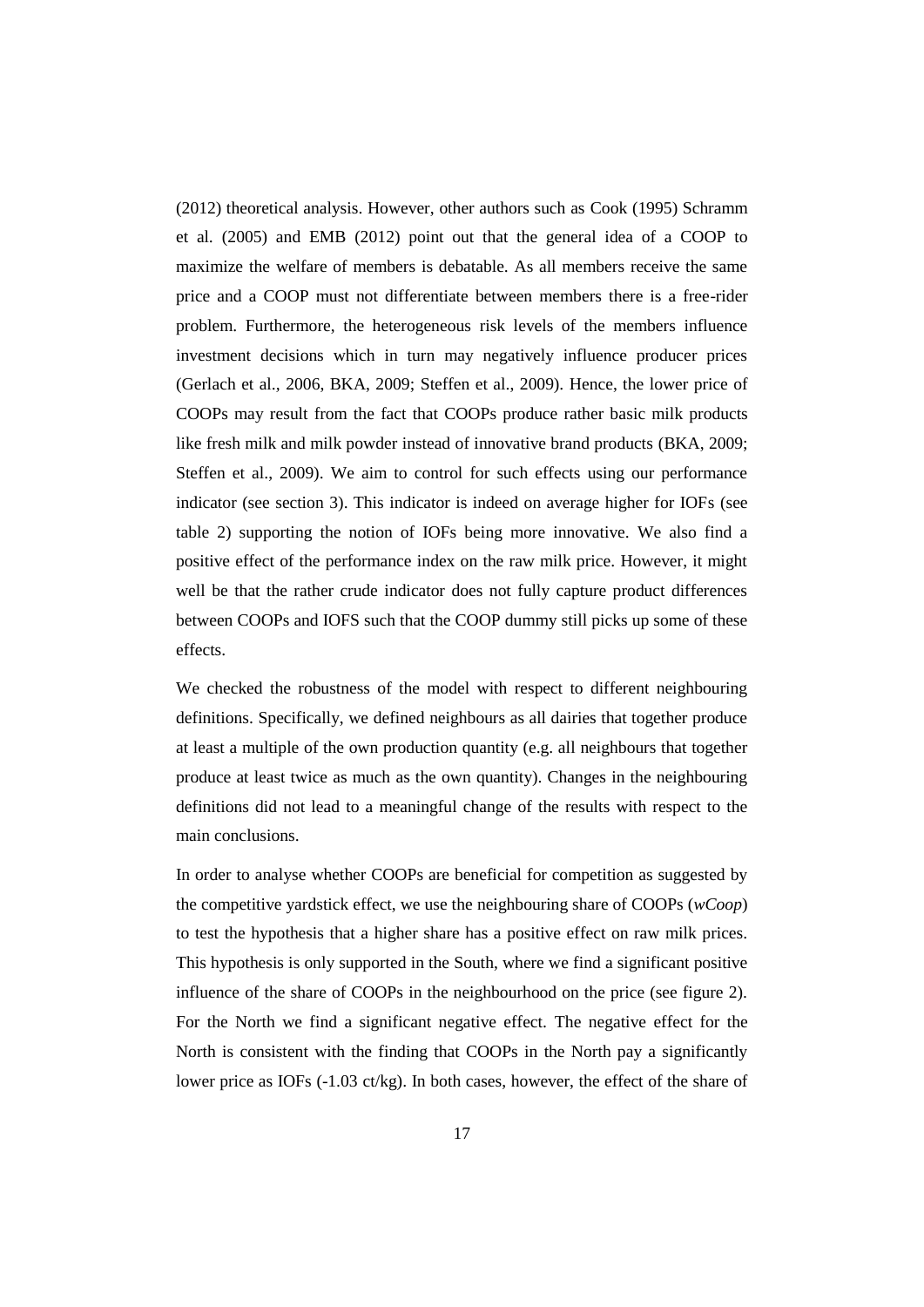(2012) theoretical analysis. However, other authors such as Cook (1995) Schramm et al. (2005) and EMB (2012) point out that the general idea of a COOP to maximize the welfare of members is debatable. As all members receive the same price and a COOP must not differentiate between members there is a free-rider problem. Furthermore, the heterogeneous risk levels of the members influence investment decisions which in turn may negatively influence producer prices (Gerlach et al., 2006, BKA, 2009; Steffen et al., 2009). Hence, the lower price of COOPs may result from the fact that COOPs produce rather basic milk products like fresh milk and milk powder instead of innovative brand products (BKA, 2009; Steffen et al., 2009). We aim to control for such effects using our performance indicator (see section 3). This indicator is indeed on average higher for IOFs (see table 2) supporting the notion of IOFs being more innovative. We also find a positive effect of the performance index on the raw milk price. However, it might well be that the rather crude indicator does not fully capture product differences between COOPs and IOFS such that the COOP dummy still picks up some of these effects.

We checked the robustness of the model with respect to different neighbouring definitions. Specifically, we defined neighbours as all dairies that together produce at least a multiple of the own production quantity (e.g. all neighbours that together produce at least twice as much as the own quantity). Changes in the neighbouring definitions did not lead to a meaningful change of the results with respect to the main conclusions.

In order to analyse whether COOPs are beneficial for competition as suggested by the competitive yardstick effect, we use the neighbouring share of COOPs (*wCoop*) to test the hypothesis that a higher share has a positive effect on raw milk prices. This hypothesis is only supported in the South, where we find a significant positive influence of the share of COOPs in the neighbourhood on the price (see figure 2). For the North we find a significant negative effect. The negative effect for the North is consistent with the finding that COOPs in the North pay a significantly lower price as IOFs (-1.03 ct/kg). In both cases, however, the effect of the share of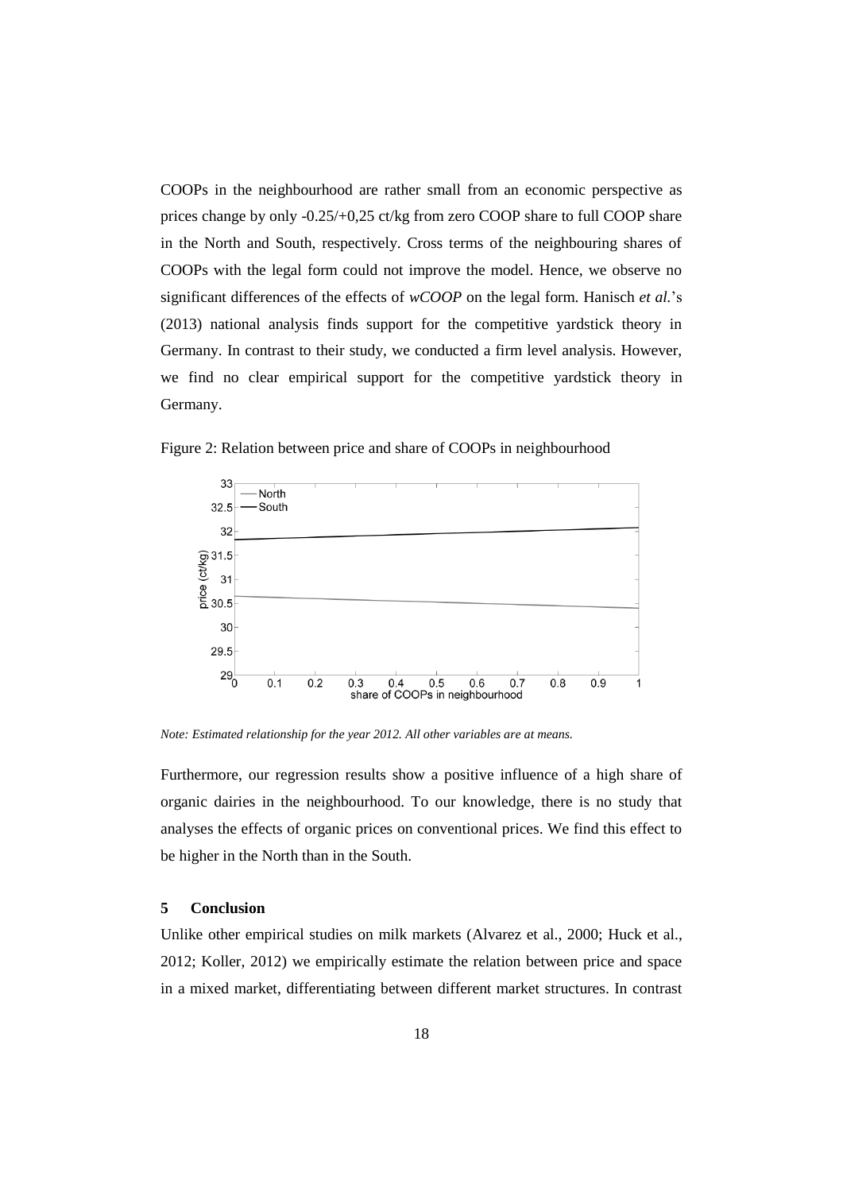COOPs in the neighbourhood are rather small from an economic perspective as prices change by only -0.25/+0,25 ct/kg from zero COOP share to full COOP share in the North and South, respectively. Cross terms of the neighbouring shares of COOPs with the legal form could not improve the model. Hence, we observe no significant differences of the effects of *wCOOP* on the legal form. Hanisch *et al.*'s (2013) national analysis finds support for the competitive yardstick theory in Germany. In contrast to their study, we conducted a firm level analysis. However, we find no clear empirical support for the competitive yardstick theory in Germany.

Figure 2: Relation between price and share of COOPs in neighbourhood

*Note: Estimated relationship for the year 2012. All other variables are at means.*

Furthermore, our regression results show a positive influence of a high share of organic dairies in the neighbourhood. To our knowledge, there is no study that analyses the effects of organic prices on conventional prices. We find this effect to be higher in the North than in the South.

## 5 Conclusion

Unlike other empirical studies on milk markets (Alvarez et al., 2000; Huck et al., 2012; Koller, 2012) we empirically estimate the relation between price and space in a mixed market, differentiating between different market structures. In contrast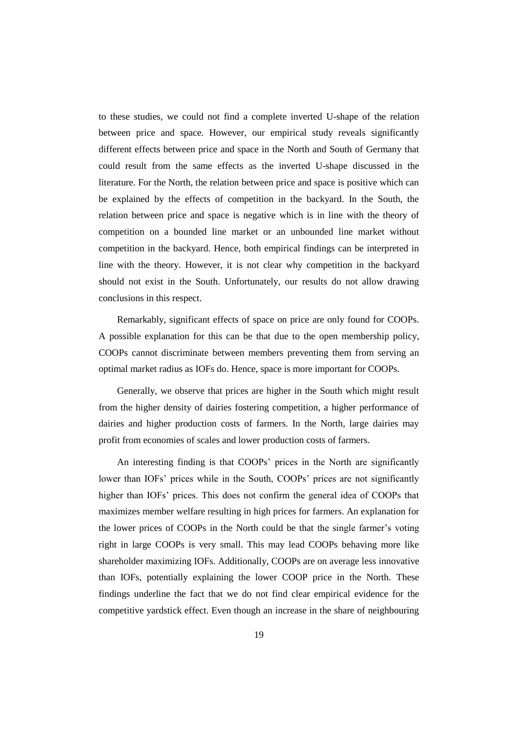to these studies, we could not find a complete inverted U-shape of the relation between price and space. However, our empirical study reveals significantly different effects between price and space in the North and South of Germany that could result from the same effects as the inverted U-shape discussed in the literature. For the North, the relation between price and space is positive which can be explained by the effects of competition in the backyard. In the South, the relation between price and space is negative which is in line with the theory of competition on a bounded line market or an unbounded line market without competition in the backyard. Hence, both empirical findings can be interpreted in line with the theory. However, it is not clear why competition in the backyard should not exist in the South. Unfortunately, our results do not allow drawing conclusions in this respect.

Remarkably, significant effects of space on price are only found for COOPs. A possible explanation for this can be that due to the open membership policy, COOPs cannot discriminate between members preventing them from serving an optimal market radius as IOFs do. Hence, space is more important for COOPs.

Generally, we observe that prices are higher in the South which might result from the higher density of dairies fostering competition, a higher performance of dairies and higher production costs of farmers. In the North, large dairies may profit from economies of scales and lower production costs of farmers.

An interesting finding is that COOPs' prices in the North are significantly lower than IOFs' prices while in the South, COOPs' prices are not significantly higher than IOFs' prices. This does not confirm the general idea of COOPs that maximizes member welfare resulting in high prices for farmers. An explanation for the lower prices of COOPs in the North could be that the single farmer's voting right in large COOPs is very small. This may lead COOPs behaving more like shareholder maximizing IOFs. Additionally, COOPs are on average less innovative than IOFs, potentially explaining the lower COOP price in the North. These findings underline the fact that we do not find clear empirical evidence for the competitive yardstick effect. Even though an increase in the share of neighbouring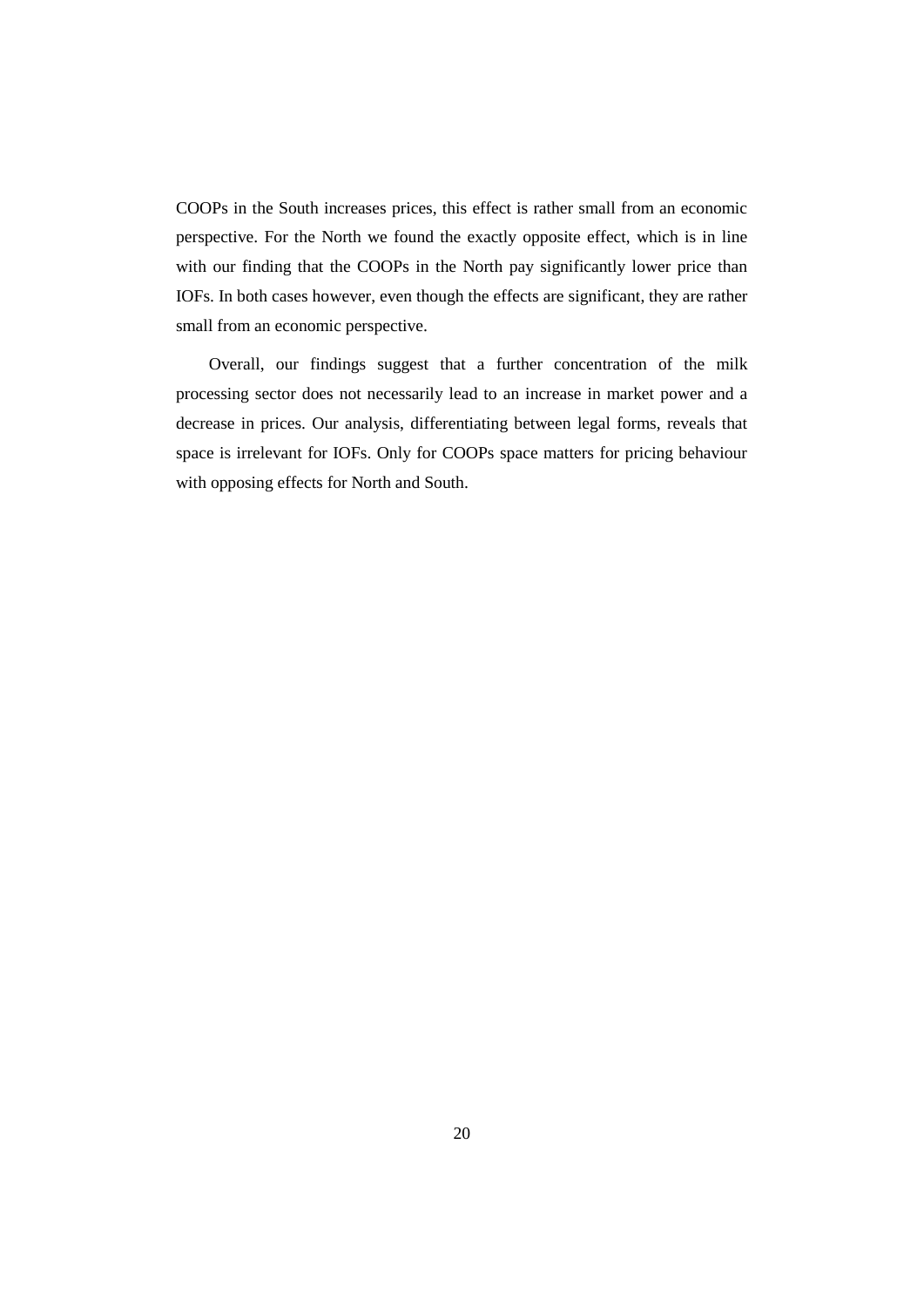COOPs in the South increases prices, this effect is rather small from an economic perspective. For the North we found the exactly opposite effect, which is in line with our finding that the COOPs in the North pay significantly lower price than IOFs. In both cases however, even though the effects are significant, they are rather small from an economic perspective.

Overall, our findings suggest that a further concentration of the milk processing sector does not necessarily lead to an increase in market power and a decrease in prices. Our analysis, differentiating between legal forms, reveals that space is irrelevant for IOFs. Only for COOPs space matters for pricing behaviour with opposing effects for North and South.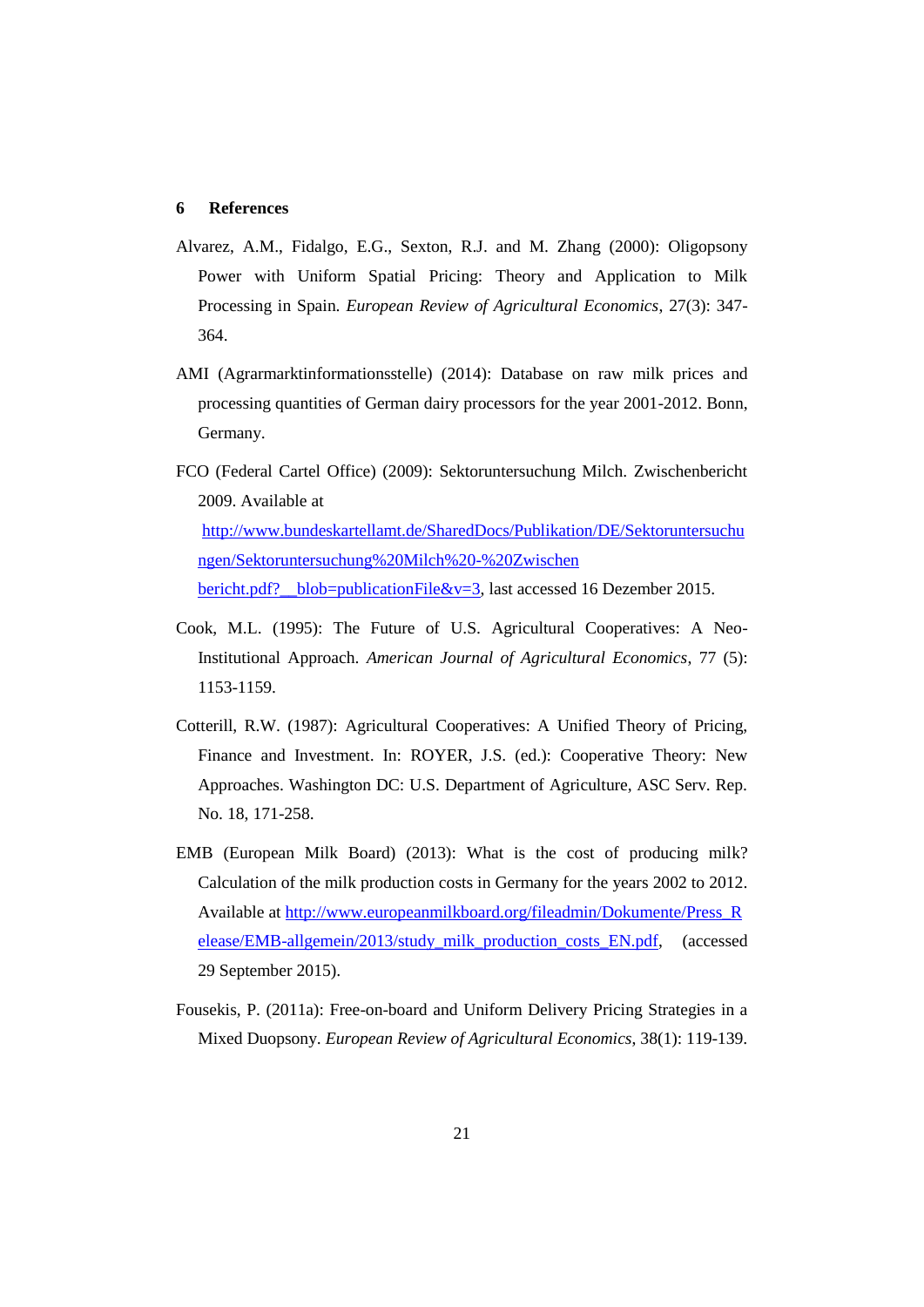## 6 References

Alvarez, A.M., Fidalgo, E.G., Sexton, R.J. and M. Zhang (2000): Oligopsony Power with Uniform Spatial Pricing: Theory and Application to Milk Processing in Spain. *European Review of Agricultural Economics*, 27(3): 347-364.

AMI (Agrarmarktinformationsstelle) (2014): Database on raw milk prices and processing quantities of German dairy processors for the year 2001-2012. Bonn, Germany.

FCO (Federal Cartel Office) (2009): Sektoruntersuchung Milch. Zwischenbericht 2009. Available at http://www.bundeskartellamt.de/SharedDocs/Publikation/DE/Sektoruntersuchungen/Sektoruntersuchung%20Milch%20-%20Zwischenbericht.pdf?__blob=publicationFile&v=3, last accessed 16 Dezember 2015.

Cook, M.L. (1995): The Future of U.S. Agricultural Cooperatives: A Neo-Institutional Approach. *American Journal of Agricultural Economics*, 77 (5): 1153-1159.

Cotterill, R.W. (1987): Agricultural Cooperatives: A Unified Theory of Pricing, Finance and Investment. In: ROYER, J.S. (ed.): Cooperative Theory: New Approaches. Washington DC: U.S. Department of Agriculture, ASC Serv. Rep. No. 18, 171-258.

EMB (European Milk Board) (2013): What is the cost of producing milk? Calculation of the milk production costs in Germany for the years 2002 to 2012. Available at http://www.europeanmilkboard.org/fileadmin/Dokumente/Press_Release/EMB-allgemein/2013/study_milk_production_costs_EN.pdf, (accessed 29 September 2015).

Fousekis, P. (2011a): Free-on-board and Uniform Delivery Pricing Strategies in a Mixed Duopsony. *European Review of Agricultural Economics*, 38(1): 119-139.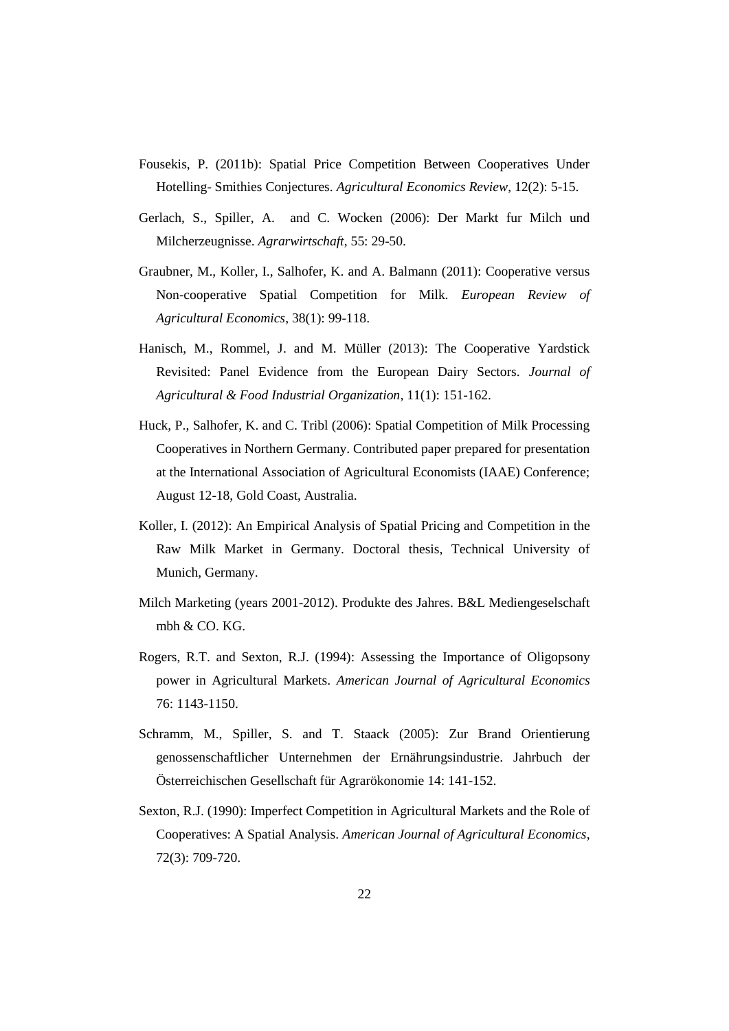Fousekis, P. (2011b): Spatial Price Competition Between Cooperatives Under Hotelling- Smithies Conjectures. *Agricultural Economics Review*, 12(2): 5-15.

Gerlach, S., Spiller, A.  and C. Wocken (2006): Der Markt fur Milch und Milcherzeugnisse. *Agrarwirtschaft*, 55: 29-50.

Graubner, M., Koller, I., Salhofer, K. and A. Balmann (2011): Cooperative versus Non-cooperative Spatial Competition for Milk. *European Review of Agricultural Economics*, 38(1): 99-118.

Hanisch, M., Rommel, J. and M. Müller (2013): The Cooperative Yardstick Revisited: Panel Evidence from the European Dairy Sectors. *Journal of Agricultural & Food Industrial Organization*, 11(1): 151-162.

Huck, P., Salhofer, K. and C. Tribl (2006): Spatial Competition of Milk Processing Cooperatives in Northern Germany. Contributed paper prepared for presentation at the International Association of Agricultural Economists (IAAE) Conference; August 12-18, Gold Coast, Australia.

Koller, I. (2012): An Empirical Analysis of Spatial Pricing and Competition in the Raw Milk Market in Germany. Doctoral thesis, Technical University of Munich, Germany.

Milch Marketing (years 2001-2012). Produkte des Jahres. B&L Mediengeselschaft mbh & CO. KG.

Rogers, R.T. and Sexton, R.J. (1994): Assessing the Importance of Oligopsony power in Agricultural Markets. *American Journal of Agricultural Economics* 76: 1143-1150.

Schramm, M., Spiller, S. and T. Staack (2005): Zur Brand Orientierung genossenschaftlicher Unternehmen der Ernährungsindustrie. Jahrbuch der Österreichischen Gesellschaft für Agrarökonomie 14: 141-152.

Sexton, R.J. (1990): Imperfect Competition in Agricultural Markets and the Role of Cooperatives: A Spatial Analysis. *American Journal of Agricultural Economics*, 72(3): 709-720.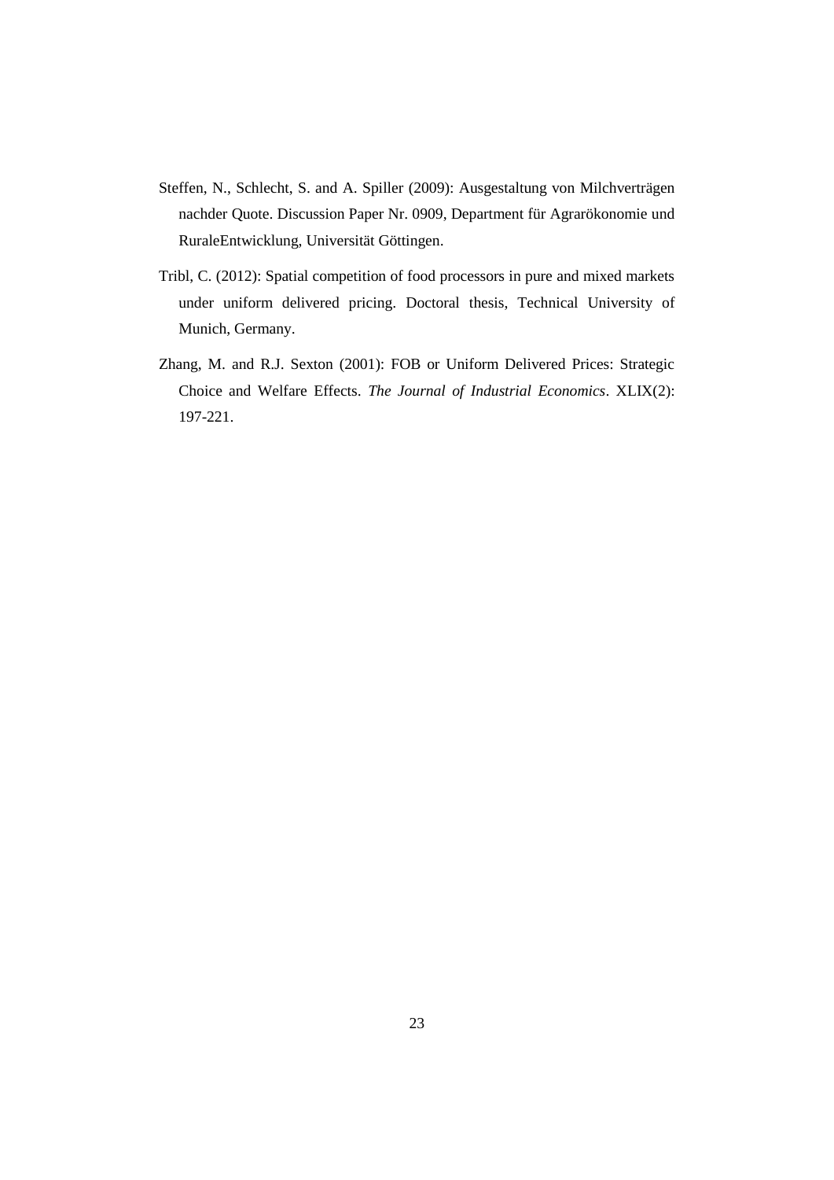Steffen, N., Schlecht, S. and A. Spiller (2009): Ausgestaltung von Milchverträgen nachder Quote. Discussion Paper Nr. 0909, Department für Agrarökonomie und RuraleEntwicklung, Universität Göttingen.

Tribl, C. (2012): Spatial competition of food processors in pure and mixed markets under uniform delivered pricing. Doctoral thesis, Technical University of Munich, Germany.

Zhang, M. and R.J. Sexton (2001): FOB or Uniform Delivered Prices: Strategic Choice and Welfare Effects. *The Journal of Industrial Economics*. XLIX(2): 197-221.